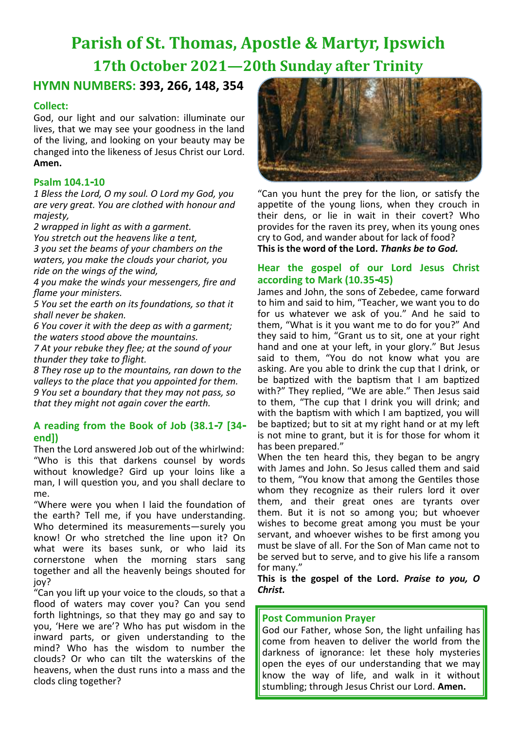# Parish of St. Thomas, Apostle & Martyr, Ipswich

## 17th October 2021—20th Sunday after Trinity

### HYMN NUMBERS: **393, 266, 148, 354**

#### Collect:

God, our light and our salvation: illuminate our lives, that we may see your goodness in the land of the living, and looking on your beauty may be changed into the likeness of Jesus Christ our Lord. **Amen.**

#### Psalm 104.1-10

*1 Bless the Lord, O my soul. O Lord my God, you are very great. You are clothed with honour and majesty,*
*2 wrapped in light as with a garment.*
*You stretch out the heavens like a tent,*
*3 you set the beams of your chambers on the waters, you make the clouds your chariot, you ride on the wings of the wind,*
*4 you make the winds your messengers, fire and flame your ministers.*
*5 You set the earth on its foundations, so that it shall never be shaken.*
*6 You cover it with the deep as with a garment; the waters stood above the mountains.*
*7 At your rebuke they flee; at the sound of your thunder they take to flight.*
*8 They rose up to the mountains, ran down to the valleys to the place that you appointed for them.*
*9 You set a boundary that they may not pass, so that they might not again cover the earth.*

#### A reading from the Book of Job (38.1-7 [34-end])

Then the Lord answered Job out of the whirlwind: "Who is this that darkens counsel by words without knowledge? Gird up your loins like a man, I will question you, and you shall declare to me.

"Where were you when I laid the foundation of the earth? Tell me, if you have understanding. Who determined its measurements—surely you know! Or who stretched the line upon it? On what were its bases sunk, or who laid its cornerstone when the morning stars sang together and all the heavenly beings shouted for joy?

"Can you lift up your voice to the clouds, so that a flood of waters may cover you? Can you send forth lightnings, so that they may go and say to you, 'Here we are'? Who has put wisdom in the inward parts, or given understanding to the mind? Who has the wisdom to number the clouds? Or who can tilt the waterskins of the heavens, when the dust runs into a mass and the clods cling together?

"Can you hunt the prey for the lion, or satisfy the appetite of the young lions, when they crouch in their dens, or lie in wait in their covert? Who provides for the raven its prey, when its young ones cry to God, and wander about for lack of food?

**This is the word of the Lord.** ***Thanks be to God.***

#### Hear the gospel of our Lord Jesus Christ according to Mark (10.35-45)

James and John, the sons of Zebedee, came forward to him and said to him, "Teacher, we want you to do for us whatever we ask of you." And he said to them, "What is it you want me to do for you?" And they said to him, "Grant us to sit, one at your right hand and one at your left, in your glory." But Jesus said to them, "You do not know what you are asking. Are you able to drink the cup that I drink, or be baptized with the baptism that I am baptized with?" They replied, "We are able." Then Jesus said to them, "The cup that I drink you will drink; and with the baptism with which I am baptized, you will be baptized; but to sit at my right hand or at my left is not mine to grant, but it is for those for whom it has been prepared."

When the ten heard this, they began to be angry with James and John. So Jesus called them and said to them, "You know that among the Gentiles those whom they recognize as their rulers lord it over them, and their great ones are tyrants over them. But it is not so among you; but whoever wishes to become great among you must be your servant, and whoever wishes to be first among you must be slave of all. For the Son of Man came not to be served but to serve, and to give his life a ransom for many."

**This is the gospel of the Lord.** ***Praise to you, O Christ.***

#### Post Communion Prayer

God our Father, whose Son, the light unfailing has come from heaven to deliver the world from the darkness of ignorance: let these holy mysteries open the eyes of our understanding that we may know the way of life, and walk in it without stumbling; through Jesus Christ our Lord. **Amen.**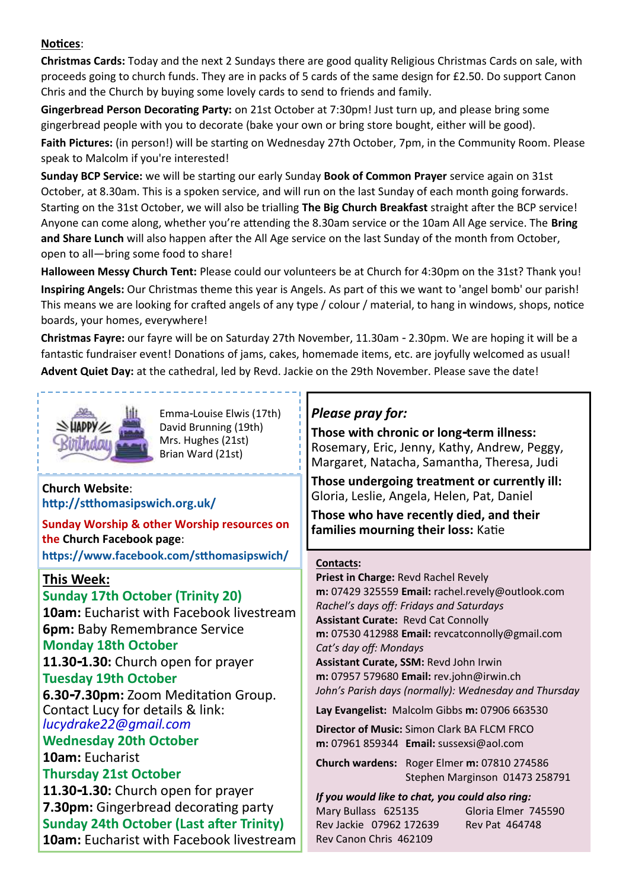**Notices**:

**Christmas Cards:** Today and the next 2 Sundays there are good quality Religious Christmas Cards on sale, with proceeds going to church funds. They are in packs of 5 cards of the same design for £2.50. Do support Canon Chris and the Church by buying some lovely cards to send to friends and family.

**Gingerbread Person Decorating Party:** on 21st October at 7:30pm! Just turn up, and please bring some gingerbread people with you to decorate (bake your own or bring store bought, either will be good).

**Faith Pictures:** (in person!) will be starting on Wednesday 27th October, 7pm, in the Community Room. Please speak to Malcolm if you're interested!

**Sunday BCP Service:** we will be starting our early Sunday **Book of Common Prayer** service again on 31st October, at 8.30am. This is a spoken service, and will run on the last Sunday of each month going forwards. Starting on the 31st October, we will also be trialling **The Big Church Breakfast** straight after the BCP service! Anyone can come along, whether you're attending the 8.30am service or the 10am All Age service. The **Bring and Share Lunch** will also happen after the All Age service on the last Sunday of the month from October, open to all—bring some food to share!

**Halloween Messy Church Tent:** Please could our volunteers be at Church for 4:30pm on the 31st? Thank you!

**Inspiring Angels:** Our Christmas theme this year is Angels. As part of this we want to 'angel bomb' our parish! This means we are looking for crafted angels of any type / colour / material, to hang in windows, shops, notice boards, your homes, everywhere!

**Christmas Fayre:** our fayre will be on Saturday 27th November, 11.30am - 2.30pm. We are hoping it will be a fantastic fundraiser event! Donations of jams, cakes, homemade items, etc. are joyfully welcomed as usual!

**Advent Quiet Day:** at the cathedral, led by Revd. Jackie on the 29th November. Please save the date!

HAPPY Birthday

Emma-Louise Elwis (17th)
David Brunning (19th)
Mrs. Hughes (21st)
Brian Ward (21st)

**Church Website**:
**http://stthomasipswich.org.uk/**

**Sunday Worship & other Worship resources on the Church Facebook page**:
**https://www.facebook.com/stthomasipswich/**

## This Week:

**Sunday 17th October (Trinity 20)**
**10am:** Eucharist with Facebook livestream
**6pm:** Baby Remembrance Service

**Monday 18th October**
**11.30-1.30:** Church open for prayer

**Tuesday 19th October**
**6.30-7.30pm:** Zoom Meditation Group. Contact Lucy for details & link: *lucydrake22@gmail.com*

**Wednesday 20th October**
**10am:** Eucharist

**Thursday 21st October**
**11.30-1.30:** Church open for prayer
**7.30pm:** Gingerbread decorating party

**Sunday 24th October (Last after Trinity)**
**10am:** Eucharist with Facebook livestream

## *Please pray for:*

**Those with chronic or long-term illness:** Rosemary, Eric, Jenny, Kathy, Andrew, Peggy, Margaret, Natacha, Samantha, Theresa, Judi

**Those undergoing treatment or currently ill:** Gloria, Leslie, Angela, Helen, Pat, Daniel

**Those who have recently died, and their families mourning their loss:** Katie

**Contacts:**

**Priest in Charge:** Revd Rachel Revely
**m:** 07429 325559 **Email:** rachel.revely@outlook.com
*Rachel's days off: Fridays and Saturdays*

**Assistant Curate:** Revd Cat Connolly
**m:** 07530 412988 **Email:** revcatconnolly@gmail.com
*Cat's day off: Mondays*

**Assistant Curate, SSM:** Revd John Irwin
**m:** 07957 579680 **Email:** rev.john@irwin.ch
*John's Parish days (normally): Wednesday and Thursday*

**Lay Evangelist:** Malcolm Gibbs **m:** 07906 663530

**Director of Music:** Simon Clark BA FLCM FRCO
**m:** 07961 859344 **Email:** sussexsi@aol.com

**Church wardens:** Roger Elmer **m:** 07810 274586
Stephen Marginson 01473 258791

***If you would like to chat, you could also ring:***

Mary Bullass 625135
Gloria Elmer 745590
Rev Jackie 07962 172639
Rev Pat 464748
Rev Canon Chris 462109